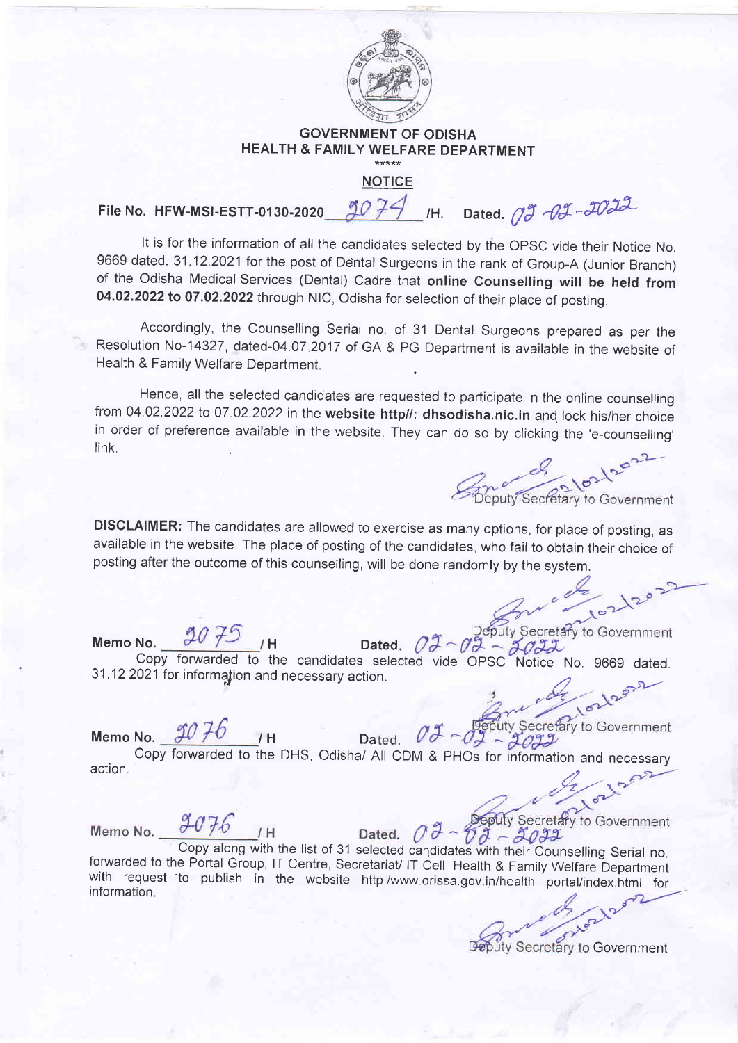**GOVERNMENT OF ODISHA**
**HEALTH & FAMILY WELFARE DEPARTMENT**

\*\*\*\*\*

**NOTICE**

**File No. HFW-MSI-ESTT-0130-2020 3074 /H. Dated. 02-02-2022**

It is for the information of all the candidates selected by the OPSC vide their Notice No. 9669 dated. 31.12.2021 for the post of Dental Surgeons in the rank of Group-A (Junior Branch) of the Odisha Medical Services (Dental) Cadre that **online Counselling will be held from 04.02.2022 to 07.02.2022** through NIC, Odisha for selection of their place of posting.

Accordingly, the Counselling Serial no. of 31 Dental Surgeons prepared as per the Resolution No-14327, dated-04.07.2017 of GA & PG Department is available in the website of Health & Family Welfare Department.

Hence, all the selected candidates are requested to participate in the online counselling from 04.02.2022 to 07.02.2022 in the **website http//: dhsodisha.nic.in** and lock his/her choice in order of preference available in the website. They can do so by clicking the 'e-counselling' link.

Deputy Secretary to Government

**DISCLAIMER:** The candidates are allowed to exercise as many options, for place of posting, as available in the website. The place of posting of the candidates, who fail to obtain their choice of posting after the outcome of this counselling, will be done randomly by the system.

Deputy Secretary to Government

**Memo No.** 3075 /H **Dated.** 02-02-2022

Copy forwarded to the candidates selected vide OPSC Notice No. 9669 dated. 31.12.2021 for information and necessary action.

Deputy Secretary to Government

**Memo No.** 3076 /H Dated. 02-02-2022

Copy forwarded to the DHS, Odisha/ All CDM & PHOs for information and necessary action.

Deputy Secretary to Government

Memo No. 3076 /H Dated. 02-02-2022

Copy along with the list of 31 selected candidates with their Counselling Serial no. forwarded to the Portal Group, IT Centre, Secretariat/ IT Cell, Health & Family Welfare Department with request to publish in the website http:/www.orissa.gov.in/health portal/index.html for information.

Deputy Secretary to Government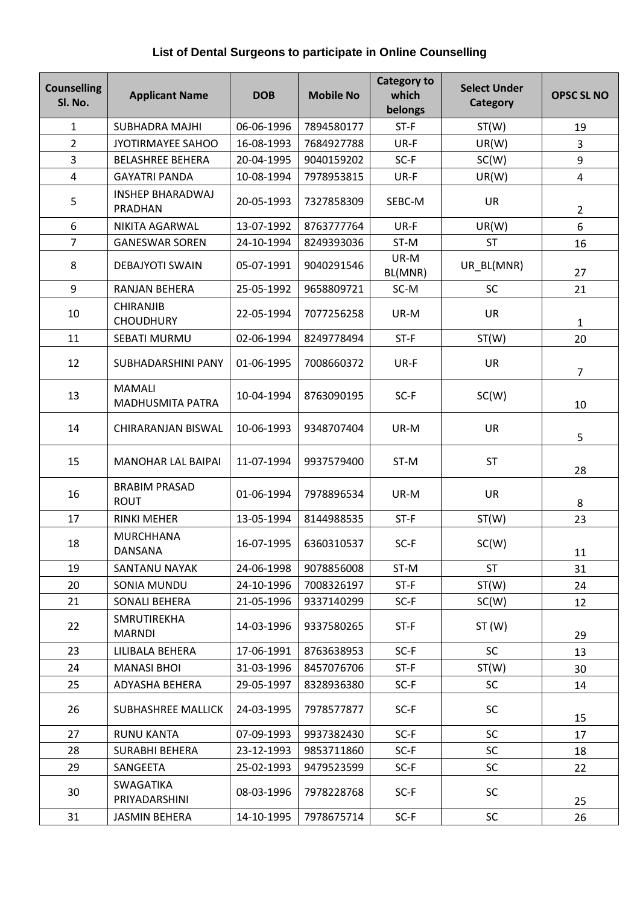## List of Dental Surgeons to participate in Online Counselling

| Counselling Sl. No. | Applicant Name | DOB | Mobile No | Category to which belongs | Select Under Category | OPSC SL NO |
|---|---|---|---|---|---|---|
| 1 | SUBHADRA MAJHI | 06-06-1996 | 7894580177 | ST-F | ST(W) | 19 |
| 2 | JYOTIRMAYEE SAHOO | 16-08-1993 | 7684927788 | UR-F | UR(W) | 3 |
| 3 | BELASHREE BEHERA | 20-04-1995 | 9040159202 | SC-F | SC(W) | 9 |
| 4 | GAYATRI PANDA | 10-08-1994 | 7978953815 | UR-F | UR(W) | 4 |
| 5 | INSHEP BHARADWAJ PRADHAN | 20-05-1993 | 7327858309 | SEBC-M | UR | 2 |
| 6 | NIKITA AGARWAL | 13-07-1992 | 8763777764 | UR-F | UR(W) | 6 |
| 7 | GANESWAR SOREN | 24-10-1994 | 8249393036 | ST-M | ST | 16 |
| 8 | DEBAJYOTI SWAIN | 05-07-1991 | 9040291546 | UR-M BL(MNR) | UR_BL(MNR) | 27 |
| 9 | RANJAN BEHERA | 25-05-1992 | 9658809721 | SC-M | SC | 21 |
| 10 | CHIRANJIB CHOUDHURY | 22-05-1994 | 7077256258 | UR-M | UR | 1 |
| 11 | SEBATI MURMU | 02-06-1994 | 8249778494 | ST-F | ST(W) | 20 |
| 12 | SUBHADARSHINI PANY | 01-06-1995 | 7008660372 | UR-F | UR | 7 |
| 13 | MAMALI MADHUSMITA PATRA | 10-04-1994 | 8763090195 | SC-F | SC(W) | 10 |
| 14 | CHIRARANJAN BISWAL | 10-06-1993 | 9348707404 | UR-M | UR | 5 |
| 15 | MANOHAR LAL BAIPAI | 11-07-1994 | 9937579400 | ST-M | ST | 28 |
| 16 | BRABIM PRASAD ROUT | 01-06-1994 | 7978896534 | UR-M | UR | 8 |
| 17 | RINKI MEHER | 13-05-1994 | 8144988535 | ST-F | ST(W) | 23 |
| 18 | MURCHHANA DANSANA | 16-07-1995 | 6360310537 | SC-F | SC(W) | 11 |
| 19 | SANTANU NAYAK | 24-06-1998 | 9078856008 | ST-M | ST | 31 |
| 20 | SONIA MUNDU | 24-10-1996 | 7008326197 | ST-F | ST(W) | 24 |
| 21 | SONALI BEHERA | 21-05-1996 | 9337140299 | SC-F | SC(W) | 12 |
| 22 | SMRUTIREKHA MARNDI | 14-03-1996 | 9337580265 | ST-F | ST (W) | 29 |
| 23 | LILIBALA BEHERA | 17-06-1991 | 8763638953 | SC-F | SC | 13 |
| 24 | MANASI BHOI | 31-03-1996 | 8457076706 | ST-F | ST(W) | 30 |
| 25 | ADYASHA BEHERA | 29-05-1997 | 8328936380 | SC-F | SC | 14 |
| 26 | SUBHASHREE MALLICK | 24-03-1995 | 7978577877 | SC-F | SC | 15 |
| 27 | RUNU KANTA | 07-09-1993 | 9937382430 | SC-F | SC | 17 |
| 28 | SURABHI BEHERA | 23-12-1993 | 9853711860 | SC-F | SC | 18 |
| 29 | SANGEETA | 25-02-1993 | 9479523599 | SC-F | SC | 22 |
| 30 | SWAGATIKA PRIYADARSHINI | 08-03-1996 | 7978228768 | SC-F | SC | 25 |
| 31 | JASMIN BEHERA | 14-10-1995 | 7978675714 | SC-F | SC | 26 |